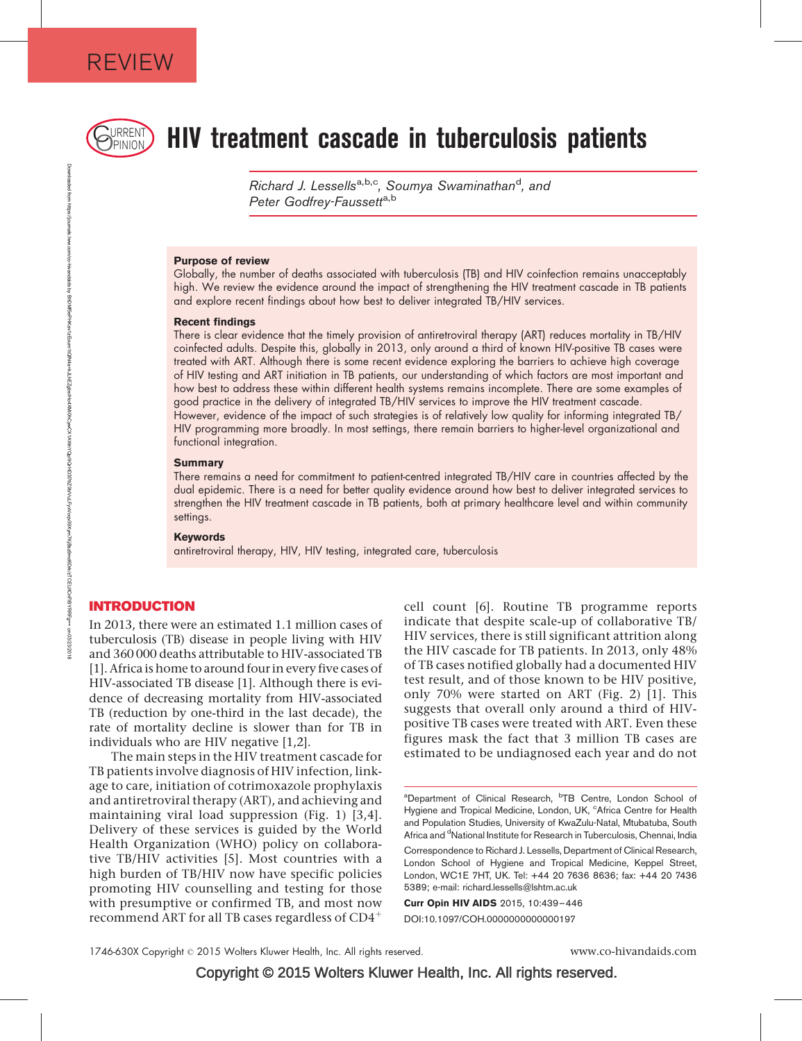REVIEW

# HIV treatment cascade in tuberculosis patients

Richard J. Lessells[a,b,c], Soumya Swaminathan[d], and Peter Godfrey-Faussett[a,b]

### Purpose of review

Globally, the number of deaths associated with tuberculosis (TB) and HIV coinfection remains unacceptably high. We review the evidence around the impact of strengthening the HIV treatment cascade in TB patients and explore recent findings about how best to deliver integrated TB/HIV services.

### Recent findings

There is clear evidence that the timely provision of antiretroviral therapy (ART) reduces mortality in TB/HIV coinfected adults. Despite this, globally in 2013, only around a third of known HIV-positive TB cases were treated with ART. Although there is some recent evidence exploring the barriers to achieve high coverage of HIV testing and ART initiation in TB patients, our understanding of which factors are most important and how best to address these within different health systems remains incomplete. There are some examples of good practice in the delivery of integrated TB/HIV services to improve the HIV treatment cascade. However, evidence of the impact of such strategies is of relatively low quality for informing integrated TB/HIV programming more broadly. In most settings, there remain barriers to higher-level organizational and functional integration.

### Summary

There remains a need for commitment to patient-centred integrated TB/HIV care in countries affected by the dual epidemic. There is a need for better quality evidence around how best to deliver integrated services to strengthen the HIV treatment cascade in TB patients, both at primary healthcare level and within community settings.

### Keywords

antiretroviral therapy, HIV, HIV testing, integrated care, tuberculosis

## INTRODUCTION

In 2013, there were an estimated 1.1 million cases of tuberculosis (TB) disease in people living with HIV and 360 000 deaths attributable to HIV-associated TB [1]. Africa is home to around four in every five cases of HIV-associated TB disease [1]. Although there is evidence of decreasing mortality from HIV-associated TB (reduction by one-third in the last decade), the rate of mortality decline is slower than for TB in individuals who are HIV negative [1,2].

The main steps in the HIV treatment cascade for TB patients involve diagnosis of HIV infection, linkage to care, initiation of cotrimoxazole prophylaxis and antiretroviral therapy (ART), and achieving and maintaining viral load suppression (Fig. 1) [3,4]. Delivery of these services is guided by the World Health Organization (WHO) policy on collaborative TB/HIV activities [5]. Most countries with a high burden of TB/HIV now have specific policies promoting HIV counselling and testing for those with presumptive or confirmed TB, and most now recommend ART for all TB cases regardless of CD4$^+$ cell count [6]. Routine TB programme reports indicate that despite scale-up of collaborative TB/HIV services, there is still significant attrition along the HIV cascade for TB patients. In 2013, only 48% of TB cases notified globally had a documented HIV test result, and of those known to be HIV positive, only 70% were started on ART (Fig. 2) [1]. This suggests that overall only around a third of HIV-positive TB cases were treated with ART. Even these figures mask the fact that 3 million TB cases are estimated to be undiagnosed each year and do not

---

[a]Department of Clinical Research, [b]TB Centre, London School of Hygiene and Tropical Medicine, London, UK, [c]Africa Centre for Health and Population Studies, University of KwaZulu-Natal, Mtubatuba, South Africa and [d]National Institute for Research in Tuberculosis, Chennai, India

Correspondence to Richard J. Lessells, Department of Clinical Research, London School of Hygiene and Tropical Medicine, Keppel Street, London, WC1E 7HT, UK. Tel: +44 20 7636 8636; fax: +44 20 7436 5389; e-mail: richard.lessells@lshtm.ac.uk

Curr Opin HIV AIDS 2015, 10:439–446

DOI:10.1097/COH.0000000000000197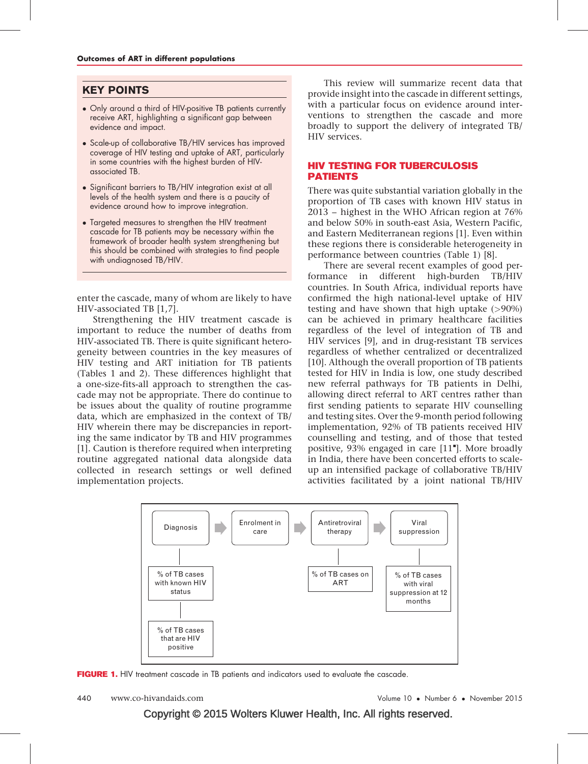## KEY POINTS

- Only around a third of HIV-positive TB patients currently receive ART, highlighting a significant gap between evidence and impact.
- Scale-up of collaborative TB/HIV services has improved coverage of HIV testing and uptake of ART, particularly in some countries with the highest burden of HIV-associated TB.
- Significant barriers to TB/HIV integration exist at all levels of the health system and there is a paucity of evidence around how to improve integration.
- Targeted measures to strengthen the HIV treatment cascade for TB patients may be necessary within the framework of broader health system strengthening but this should be combined with strategies to find people with undiagnosed TB/HIV.

enter the cascade, many of whom are likely to have HIV-associated TB [1,7].

Strengthening the HIV treatment cascade is important to reduce the number of deaths from HIV-associated TB. There is quite significant heterogeneity between countries in the key measures of HIV testing and ART initiation for TB patients (Tables 1 and 2). These differences highlight that a one-size-fits-all approach to strengthen the cascade may not be appropriate. There do continue to be issues about the quality of routine programme data, which are emphasized in the context of TB/HIV wherein there may be discrepancies in reporting the same indicator by TB and HIV programmes [1]. Caution is therefore required when interpreting routine aggregated national data alongside data collected in research settings or well defined implementation projects.

This review will summarize recent data that provide insight into the cascade in different settings, with a particular focus on evidence around interventions to strengthen the cascade and more broadly to support the delivery of integrated TB/HIV services.

## HIV TESTING FOR TUBERCULOSIS PATIENTS

There was quite substantial variation globally in the proportion of TB cases with known HIV status in 2013 – highest in the WHO African region at 76% and below 50% in south-east Asia, Western Pacific, and Eastern Mediterranean regions [1]. Even within these regions there is considerable heterogeneity in performance between countries (Table 1) [8].

There are several recent examples of good performance in different high-burden TB/HIV countries. In South Africa, individual reports have confirmed the high national-level uptake of HIV testing and have shown that high uptake (>90%) can be achieved in primary healthcare facilities regardless of the level of integration of TB and HIV services [9], and in drug-resistant TB services regardless of whether centralized or decentralized [10]. Although the overall proportion of TB patients tested for HIV in India is low, one study described new referral pathways for TB patients in Delhi, allowing direct referral to ART centres rather than first sending patients to separate HIV counselling and testing sites. Over the 9-month period following implementation, 92% of TB patients received HIV counselling and testing, and of those that tested positive, 93% engaged in care [11▪]. More broadly in India, there have been concerted efforts to scale-up an intensified package of collaborative TB/HIV activities facilitated by a joint national TB/HIV

Diagnosis → Enrolment in care → Antiretroviral therapy → Viral suppression

- Diagnosis: % of TB cases with known HIV status; % of TB cases that are HIV positive
- Antiretroviral therapy: % of TB cases on ART
- Viral suppression: % of TB cases with viral suppression at 12 months

**FIGURE 1.** HIV treatment cascade in TB patients and indicators used to evaluate the cascade.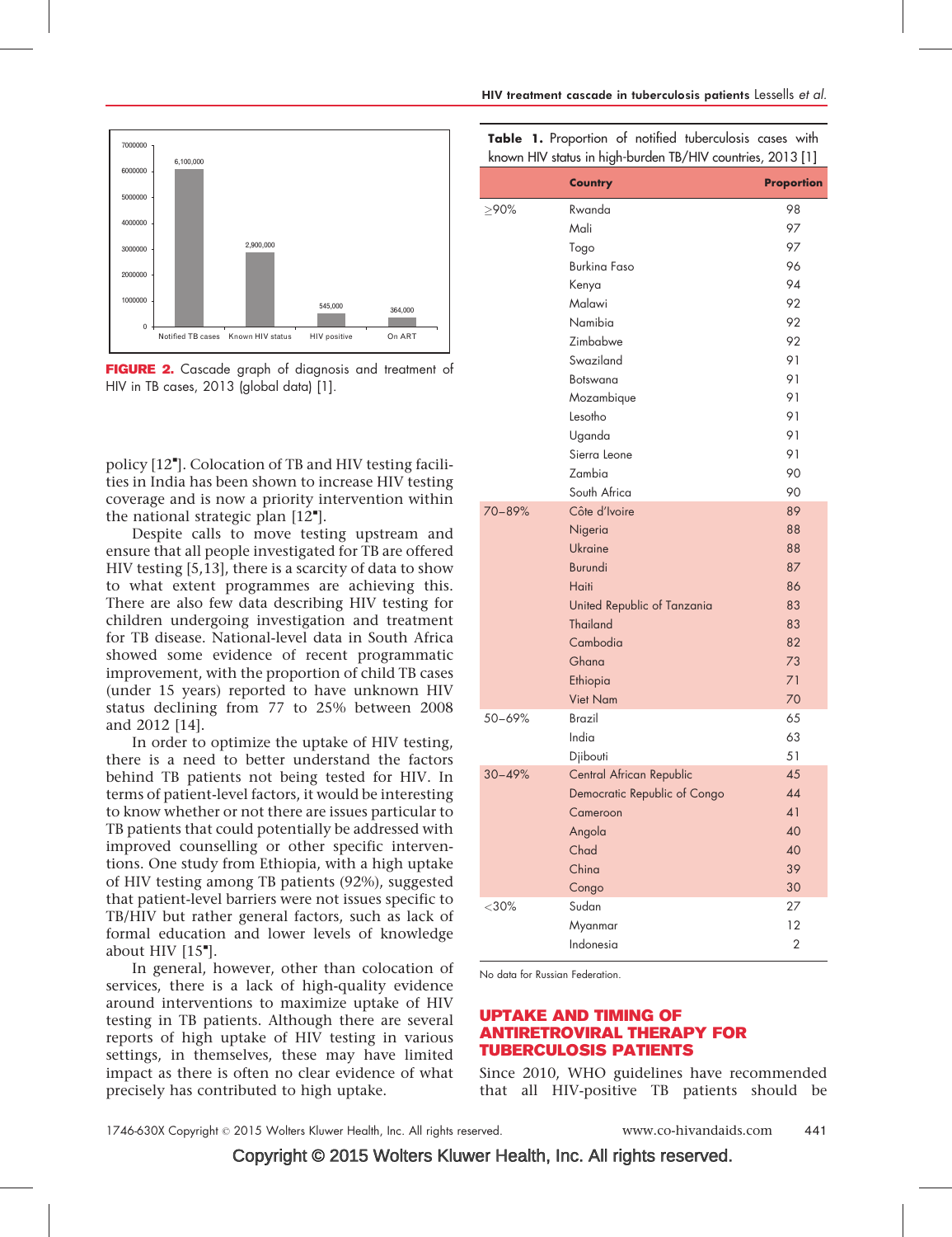FIGURE 2. Cascade graph of diagnosis and treatment of HIV in TB cases, 2013 (global data) [1].

policy [12]. Colocation of TB and HIV testing facilities in India has been shown to increase HIV testing coverage and is now a priority intervention within the national strategic plan [12].

Despite calls to move testing upstream and ensure that all people investigated for TB are offered HIV testing [5,13], there is a scarcity of data to show to what extent programmes are achieving this. There are also few data describing HIV testing for children undergoing investigation and treatment for TB disease. National-level data in South Africa showed some evidence of recent programmatic improvement, with the proportion of child TB cases (under 15 years) reported to have unknown HIV status declining from 77 to 25% between 2008 and 2012 [14].

In order to optimize the uptake of HIV testing, there is a need to better understand the factors behind TB patients not being tested for HIV. In terms of patient-level factors, it would be interesting to know whether or not there are issues particular to TB patients that could potentially be addressed with improved counselling or other specific interventions. One study from Ethiopia, with a high uptake of HIV testing among TB patients (92%), suggested that patient-level barriers were not issues specific to TB/HIV but rather general factors, such as lack of formal education and lower levels of knowledge about HIV [15].

In general, however, other than colocation of services, there is a lack of high-quality evidence around interventions to maximize uptake of HIV testing in TB patients. Although there are several reports of high uptake of HIV testing in various settings, in themselves, these may have limited impact as there is often no clear evidence of what precisely has contributed to high uptake.

**Table 1.** Proportion of notified tuberculosis cases with known HIV status in high-burden TB/HIV countries, 2013 [1]

| | Country | Proportion |
|---|---|---|
| ≥90% | Rwanda | 98 |
| | Mali | 97 |
| | Togo | 97 |
| | Burkina Faso | 96 |
| | Kenya | 94 |
| | Malawi | 92 |
| | Namibia | 92 |
| | Zimbabwe | 92 |
| | Swaziland | 91 |
| | Botswana | 91 |
| | Mozambique | 91 |
| | Lesotho | 91 |
| | Uganda | 91 |
| | Sierra Leone | 91 |
| | Zambia | 90 |
| | South Africa | 90 |
| 70–89% | Côte d'Ivoire | 89 |
| | Nigeria | 88 |
| | Ukraine | 88 |
| | Burundi | 87 |
| | Haiti | 86 |
| | United Republic of Tanzania | 83 |
| | Thailand | 83 |
| | Cambodia | 82 |
| | Ghana | 73 |
| | Ethiopia | 71 |
| | Viet Nam | 70 |
| 50–69% | Brazil | 65 |
| | India | 63 |
| | Djibouti | 51 |
| 30–49% | Central African Republic | 45 |
| | Democratic Republic of Congo | 44 |
| | Cameroon | 41 |
| | Angola | 40 |
| | Chad | 40 |
| | China | 39 |
| | Congo | 30 |
| <30% | Sudan | 27 |
| | Myanmar | 12 |
| | Indonesia | 2 |

No data for Russian Federation.

## UPTAKE AND TIMING OF ANTIRETROVIRAL THERAPY FOR TUBERCULOSIS PATIENTS

Since 2010, WHO guidelines have recommended that all HIV-positive TB patients should be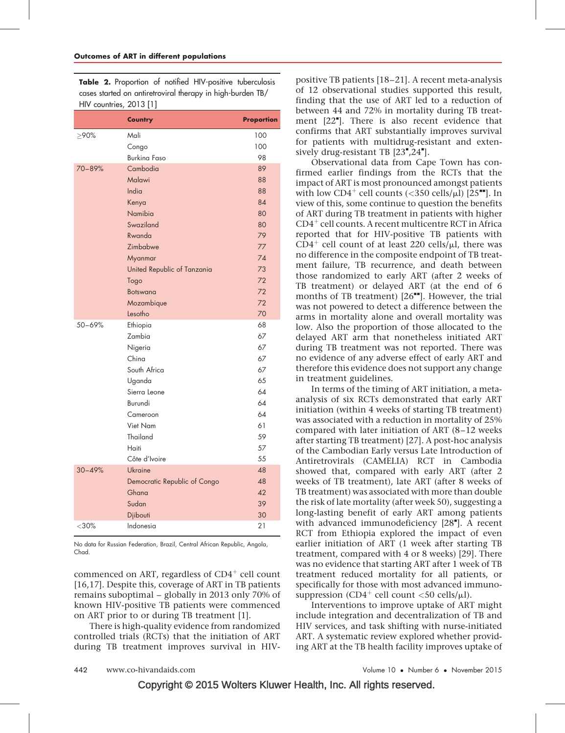**Table 2.** Proportion of notified HIV-positive tuberculosis cases started on antiretroviral therapy in high-burden TB/HIV countries, 2013 [1]

| | Country | Proportion |
|---|---|---|
| ≥90% | Mali | 100 |
| | Congo | 100 |
| | Burkina Faso | 98 |
| 70–89% | Cambodia | 89 |
| | Malawi | 88 |
| | India | 88 |
| | Kenya | 84 |
| | Namibia | 80 |
| | Swaziland | 80 |
| | Rwanda | 79 |
| | Zimbabwe | 77 |
| | Myanmar | 74 |
| | United Republic of Tanzania | 73 |
| | Togo | 72 |
| | Botswana | 72 |
| | Mozambique | 72 |
| | Lesotho | 70 |
| 50–69% | Ethiopia | 68 |
| | Zambia | 67 |
| | Nigeria | 67 |
| | China | 67 |
| | South Africa | 67 |
| | Uganda | 65 |
| | Sierra Leone | 64 |
| | Burundi | 64 |
| | Cameroon | 64 |
| | Viet Nam | 61 |
| | Thailand | 59 |
| | Haiti | 57 |
| | Côte d'Ivoire | 55 |
| 30–49% | Ukraine | 48 |
| | Democratic Republic of Congo | 48 |
| | Ghana | 42 |
| | Sudan | 39 |
| | Djibouti | 30 |
| <30% | Indonesia | 21 |

No data for Russian Federation, Brazil, Central African Republic, Angola, Chad.

commenced on ART, regardless of $CD4^+$ cell count [16,17]. Despite this, coverage of ART in TB patients remains suboptimal – globally in 2013 only 70% of known HIV-positive TB patients were commenced on ART prior to or during TB treatment [1].

There is high-quality evidence from randomized controlled trials (RCTs) that the initiation of ART during TB treatment improves survival in HIV-positive TB patients [18–21]. A recent meta-analysis of 12 observational studies supported this result, finding that the use of ART led to a reduction of between 44 and 72% in mortality during TB treatment [22■]. There is also recent evidence that confirms that ART substantially improves survival for patients with multidrug-resistant and extensively drug-resistant TB [23■,24■].

Observational data from Cape Town has confirmed earlier findings from the RCTs that the impact of ART is most pronounced amongst patients with low $CD4^+$ cell counts (<350 cells/μl) [25■■]. In view of this, some continue to question the benefits of ART during TB treatment in patients with higher $CD4^+$ cell counts. A recent multicentre RCT in Africa reported that for HIV-positive TB patients with $CD4^+$ cell count of at least 220 cells/μl, there was no difference in the composite endpoint of TB treatment failure, TB recurrence, and death between those randomized to early ART (after 2 weeks of TB treatment) or delayed ART (at the end of 6 months of TB treatment) [26■■]. However, the trial was not powered to detect a difference between the arms in mortality alone and overall mortality was low. Also the proportion of those allocated to the delayed ART arm that nonetheless initiated ART during TB treatment was not reported. There was no evidence of any adverse effect of early ART and therefore this evidence does not support any change in treatment guidelines.

In terms of the timing of ART initiation, a meta-analysis of six RCTs demonstrated that early ART initiation (within 4 weeks of starting TB treatment) was associated with a reduction in mortality of 25% compared with later initiation of ART (8–12 weeks after starting TB treatment) [27]. A post-hoc analysis of the Cambodian Early versus Late Introduction of Antiretrovirals (CAMELIA) RCT in Cambodia showed that, compared with early ART (after 2 weeks of TB treatment), late ART (after 8 weeks of TB treatment) was associated with more than double the risk of late mortality (after week 50), suggesting a long-lasting benefit of early ART among patients with advanced immunodeficiency [28■]. A recent RCT from Ethiopia explored the impact of even earlier initiation of ART (1 week after starting TB treatment, compared with 4 or 8 weeks) [29]. There was no evidence that starting ART after 1 week of TB treatment reduced mortality for all patients, or specifically for those with most advanced immunosuppression ($CD4^+$ cell count <50 cells/μl).

Interventions to improve uptake of ART might include integration and decentralization of TB and HIV services, and task shifting with nurse-initiated ART. A systematic review explored whether providing ART at the TB health facility improves uptake of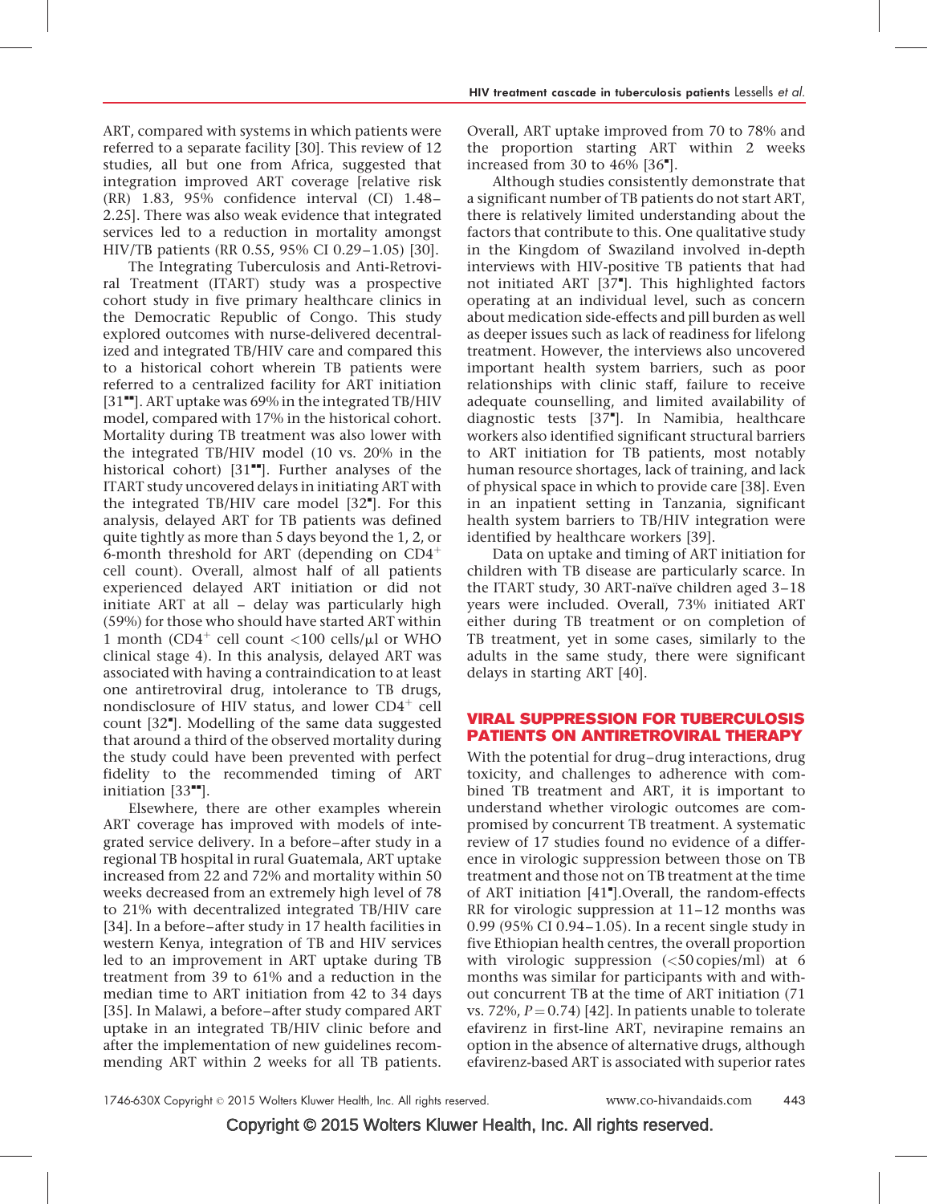ART, compared with systems in which patients were referred to a separate facility [30]. This review of 12 studies, all but one from Africa, suggested that integration improved ART coverage [relative risk (RR) 1.83, 95% confidence interval (CI) 1.48–2.25]. There was also weak evidence that integrated services led to a reduction in mortality amongst HIV/TB patients (RR 0.55, 95% CI 0.29–1.05) [30].

The Integrating Tuberculosis and Anti-Retroviral Treatment (ITART) study was a prospective cohort study in five primary healthcare clinics in the Democratic Republic of Congo. This study explored outcomes with nurse-delivered decentralized and integrated TB/HIV care and compared this to a historical cohort wherein TB patients were referred to a centralized facility for ART initiation [31■■]. ART uptake was 69% in the integrated TB/HIV model, compared with 17% in the historical cohort. Mortality during TB treatment was also lower with the integrated TB/HIV model (10 vs. 20% in the historical cohort) [31■■]. Further analyses of the ITART study uncovered delays in initiating ART with the integrated TB/HIV care model [32■]. For this analysis, delayed ART for TB patients was defined quite tightly as more than 5 days beyond the 1, 2, or 6-month threshold for ART (depending on $CD4^+$ cell count). Overall, almost half of all patients experienced delayed ART initiation or did not initiate ART at all – delay was particularly high (59%) for those who should have started ART within 1 month ($CD4^+$ cell count <100 cells/μl or WHO clinical stage 4). In this analysis, delayed ART was associated with having a contraindication to at least one antiretroviral drug, intolerance to TB drugs, nondisclosure of HIV status, and lower $CD4^+$ cell count [32■]. Modelling of the same data suggested that around a third of the observed mortality during the study could have been prevented with perfect fidelity to the recommended timing of ART initiation [33■■].

Elsewhere, there are other examples wherein ART coverage has improved with models of integrated service delivery. In a before–after study in a regional TB hospital in rural Guatemala, ART uptake increased from 22 and 72% and mortality within 50 weeks decreased from an extremely high level of 78 to 21% with decentralized integrated TB/HIV care [34]. In a before–after study in 17 health facilities in western Kenya, integration of TB and HIV services led to an improvement in ART uptake during TB treatment from 39 to 61% and a reduction in the median time to ART initiation from 42 to 34 days [35]. In Malawi, a before–after study compared ART uptake in an integrated TB/HIV clinic before and after the implementation of new guidelines recommending ART within 2 weeks for all TB patients. Overall, ART uptake improved from 70 to 78% and the proportion starting ART within 2 weeks increased from 30 to 46% [36■].

Although studies consistently demonstrate that a significant number of TB patients do not start ART, there is relatively limited understanding about the factors that contribute to this. One qualitative study in the Kingdom of Swaziland involved in-depth interviews with HIV-positive TB patients that had not initiated ART [37■]. This highlighted factors operating at an individual level, such as concern about medication side-effects and pill burden as well as deeper issues such as lack of readiness for lifelong treatment. However, the interviews also uncovered important health system barriers, such as poor relationships with clinic staff, failure to receive adequate counselling, and limited availability of diagnostic tests [37■]. In Namibia, healthcare workers also identified significant structural barriers to ART initiation for TB patients, most notably human resource shortages, lack of training, and lack of physical space in which to provide care [38]. Even in an inpatient setting in Tanzania, significant health system barriers to TB/HIV integration were identified by healthcare workers [39].

Data on uptake and timing of ART initiation for children with TB disease are particularly scarce. In the ITART study, 30 ART-naïve children aged 3–18 years were included. Overall, 73% initiated ART either during TB treatment or on completion of TB treatment, yet in some cases, similarly to the adults in the same study, there were significant delays in starting ART [40].

## VIRAL SUPPRESSION FOR TUBERCULOSIS PATIENTS ON ANTIRETROVIRAL THERAPY

With the potential for drug–drug interactions, drug toxicity, and challenges to adherence with combined TB treatment and ART, it is important to understand whether virologic outcomes are compromised by concurrent TB treatment. A systematic review of 17 studies found no evidence of a difference in virologic suppression between those on TB treatment and those not on TB treatment at the time of ART initiation [41■].Overall, the random-effects RR for virologic suppression at 11–12 months was 0.99 (95% CI 0.94–1.05). In a recent single study in five Ethiopian health centres, the overall proportion with virologic suppression (<50 copies/ml) at 6 months was similar for participants with and without concurrent TB at the time of ART initiation (71 vs. 72%, $P = 0.74$) [42]. In patients unable to tolerate efavirenz in first-line ART, nevirapine remains an option in the absence of alternative drugs, although efavirenz-based ART is associated with superior rates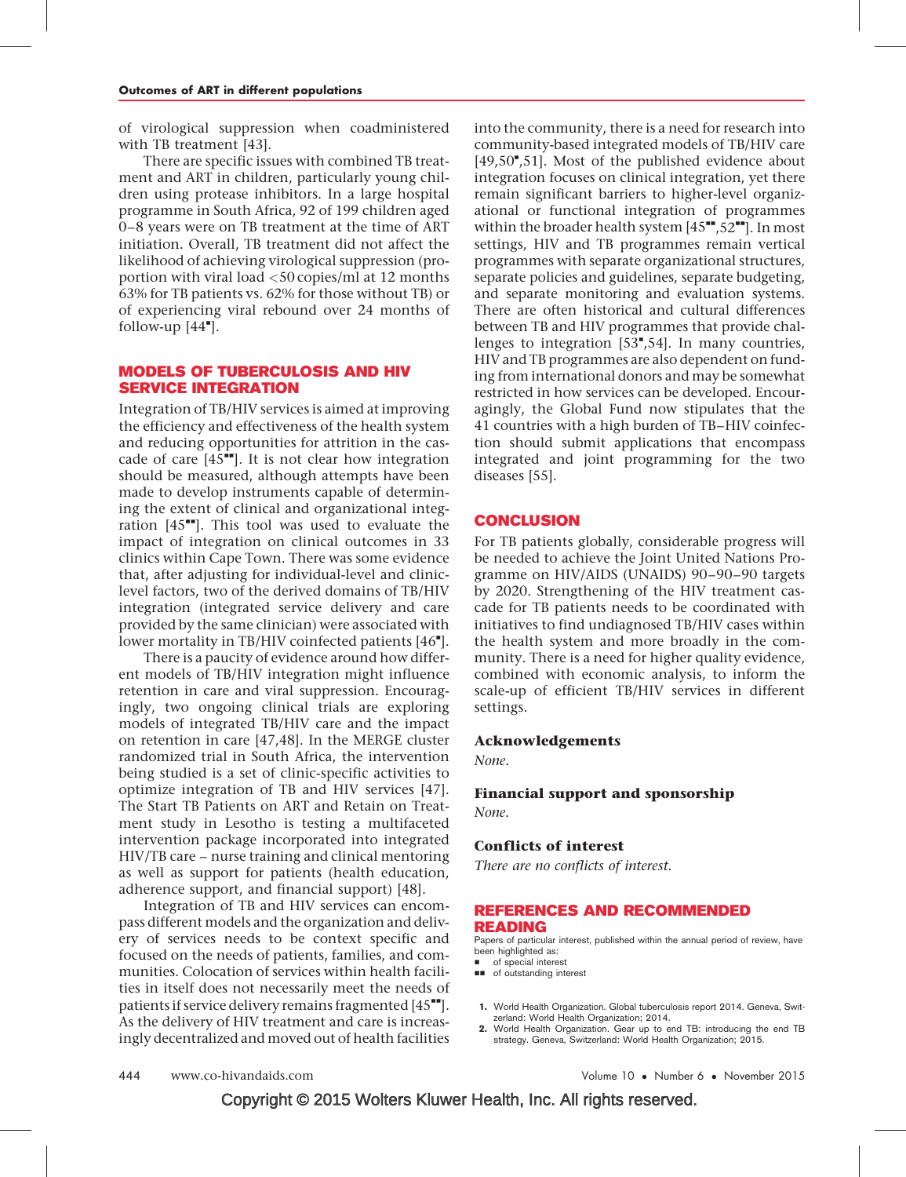of virological suppression when coadministered with TB treatment [43].

There are specific issues with combined TB treatment and ART in children, particularly young children using protease inhibitors. In a large hospital programme in South Africa, 92 of 199 children aged 0–8 years were on TB treatment at the time of ART initiation. Overall, TB treatment did not affect the likelihood of achieving virological suppression (proportion with viral load <50 copies/ml at 12 months 63% for TB patients vs. 62% for those without TB) or of experiencing viral rebound over 24 months of follow-up [44▪].

## MODELS OF TUBERCULOSIS AND HIV SERVICE INTEGRATION

Integration of TB/HIV services is aimed at improving the efficiency and effectiveness of the health system and reducing opportunities for attrition in the cascade of care [45▪▪]. It is not clear how integration should be measured, although attempts have been made to develop instruments capable of determining the extent of clinical and organizational integration [45▪▪]. This tool was used to evaluate the impact of integration on clinical outcomes in 33 clinics within Cape Town. There was some evidence that, after adjusting for individual-level and clinic-level factors, two of the derived domains of TB/HIV integration (integrated service delivery and care provided by the same clinician) were associated with lower mortality in TB/HIV coinfected patients [46▪].

There is a paucity of evidence around how different models of TB/HIV integration might influence retention in care and viral suppression. Encouragingly, two ongoing clinical trials are exploring models of integrated TB/HIV care and the impact on retention in care [47,48]. In the MERGE cluster randomized trial in South Africa, the intervention being studied is a set of clinic-specific activities to optimize integration of TB and HIV services [47]. The Start TB Patients on ART and Retain on Treatment study in Lesotho is testing a multifaceted intervention package incorporated into integrated HIV/TB care – nurse training and clinical mentoring as well as support for patients (health education, adherence support, and financial support) [48].

Integration of TB and HIV services can encompass different models and the organization and delivery of services needs to be context specific and focused on the needs of patients, families, and communities. Colocation of services within health facilities in itself does not necessarily meet the needs of patients if service delivery remains fragmented [45▪▪]. As the delivery of HIV treatment and care is increasingly decentralized and moved out of health facilities into the community, there is a need for research into community-based integrated models of TB/HIV care [49,50▪,51]. Most of the published evidence about integration focuses on clinical integration, yet there remain significant barriers to higher-level organizational or functional integration of programmes within the broader health system [45▪▪,52▪▪]. In most settings, HIV and TB programmes remain vertical programmes with separate organizational structures, separate policies and guidelines, separate budgeting, and separate monitoring and evaluation systems. There are often historical and cultural differences between TB and HIV programmes that provide challenges to integration [53▪,54]. In many countries, HIV and TB programmes are also dependent on funding from international donors and may be somewhat restricted in how services can be developed. Encouragingly, the Global Fund now stipulates that the 41 countries with a high burden of TB–HIV coinfection should submit applications that encompass integrated and joint programming for the two diseases [55].

## CONCLUSION

For TB patients globally, considerable progress will be needed to achieve the Joint United Nations Programme on HIV/AIDS (UNAIDS) 90–90–90 targets by 2020. Strengthening of the HIV treatment cascade for TB patients needs to be coordinated with initiatives to find undiagnosed TB/HIV cases within the health system and more broadly in the community. There is a need for higher quality evidence, combined with economic analysis, to inform the scale-up of efficient TB/HIV services in different settings.

### Acknowledgements

*None.*

### Financial support and sponsorship

*None.*

### Conflicts of interest

*There are no conflicts of interest.*

## REFERENCES AND RECOMMENDED READING

Papers of particular interest, published within the annual period of review, have been highlighted as:
▪ of special interest
▪▪ of outstanding interest

1. World Health Organization. Global tuberculosis report 2014. Geneva, Switzerland: World Health Organization; 2014.
2. World Health Organization. Gear up to end TB: introducing the end TB strategy. Geneva, Switzerland: World Health Organization; 2015.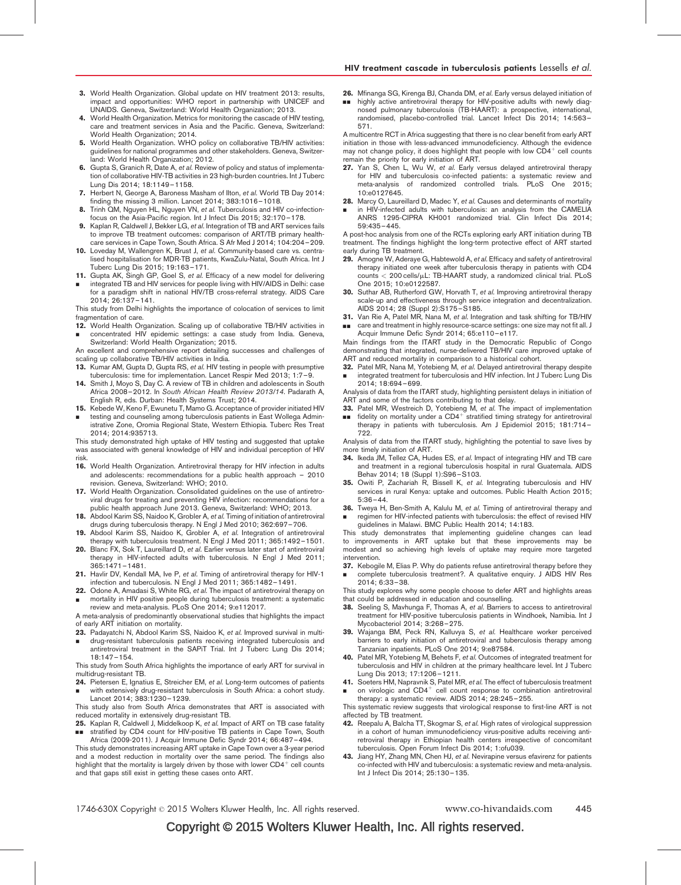3. World Health Organization. Global update on HIV treatment 2013: results, impact and opportunities: WHO report in partnership with UNICEF and UNAIDS. Geneva, Switzerland: World Health Organization; 2013.
4. World Health Organization. Metrics for monitoring the cascade of HIV testing, care and treatment services in Asia and the Pacific. Geneva, Switzerland: World Health Organization; 2014.
5. World Health Organization. WHO policy on collaborative TB/HIV activities: guidelines for national programmes and other stakeholders. Geneva, Switzerland: World Health Organization; 2012.
6. Gupta S, Granich R, Date A, *et al.* Review of policy and status of implementation of collaborative HIV-TB activities in 23 high-burden countries. Int J Tuberc Lung Dis 2014; 18:1149–1158.
7. Herbert N, George A, Baroness Masham of Ilton, *et al.* World TB Day 2014: finding the missing 3 million. Lancet 2014; 383:1016–1018.
8. Trinh QM, Nguyen HL, Nguyen VN, *et al.* Tuberculosis and HIV co-infection-focus on the Asia-Pacific region. Int J Infect Dis 2015; 32:170–178.
9. Kaplan R, Caldwell J, Bekker LG, *et al.* Integration of TB and ART services fails to improve TB treatment outcomes: comparison of ART/TB primary healthcare services in Cape Town, South Africa. S Afr Med J 2014; 104:204–209.
10. Loveday M, Wallengren K, Brust J, *et al.* Community-based care vs. centralised hospitalisation for MDR-TB patients, KwaZulu-Natal, South Africa. Int J Tuberc Lung Dis 2015; 19:163–171.
11. ▪ Gupta AK, Singh GP, Goel S, *et al.* Efficacy of a new model for delivering integrated TB and HIV services for people living with HIV/AIDS in Delhi: case for a paradigm shift in national HIV/TB cross-referral strategy. AIDS Care 2014; 26:137–141.

This study from Delhi highlights the importance of colocation of services to limit fragmentation of care.

12. ▪ World Health Organization. Scaling up of collaborative TB/HIV activities in concentrated HIV epidemic settings: a case study from India. Geneva, Switzerland: World Health Organization; 2015.

An excellent and comprehensive report detailing successes and challenges of scaling up collaborative TB/HIV activities in India.

13. Kumar AM, Gupta D, Gupta RS, *et al.* HIV testing in people with presumptive tuberculosis: time for implementation. Lancet Respir Med 2013; 1:7–9.
14. Smith J, Moyo S, Day C. A review of TB in children and adolescents in South Africa 2008–2012. In *South African Health Review 2013/14*. Padarath A, English R, eds. Durban: Health Systems Trust; 2014.
15. ▪ Kebede W, Keno F, Ewunetu T, Mamo G. Acceptance of provider initiated HIV testing and counseling among tuberculosis patients in East Wollega Administrative Zone, Oromia Regional State, Western Ethiopia. Tuberc Res Treat 2014; 2014:935713.

This study demonstrated high uptake of HIV testing and suggested that uptake was associated with general knowledge of HIV and individual perception of HIV risk.

16. World Health Organization. Antiretroviral therapy for HIV infection in adults and adolescents: recommendations for a public health approach – 2010 revision. Geneva, Switzerland: WHO; 2010.
17. World Health Organization. Consolidated guidelines on the use of antiretroviral drugs for treating and preventing HIV infection: recommendations for a public health approach June 2013. Geneva, Switzerland: WHO; 2013.
18. Abdool Karim SS, Naidoo K, Grobler A, *et al.* Timing of initiation of antiretroviral drugs during tuberculosis therapy. N Engl J Med 2010; 362:697–706.
19. Abdool Karim SS, Naidoo K, Grobler A, *et al.* Integration of antiretroviral therapy with tuberculosis treatment. N Engl J Med 2011; 365:1492–1501.
20. Blanc FX, Sok T, Laureillard D, *et al.* Earlier versus later start of antiretroviral therapy in HIV-infected adults with tuberculosis. N Engl J Med 2011; 365:1471–1481.
21. Havlir DV, Kendall MA, Ive P, *et al.* Timing of antiretroviral therapy for HIV-1 infection and tuberculosis. N Engl J Med 2011; 365:1482–1491.
22. ▪ Odone A, Amadasi S, White RG, *et al.* The impact of antiretroviral therapy on mortality in HIV positive people during tuberculosis treatment: a systematic review and meta-analysis. PLoS One 2014; 9:e112017.

A meta-analysis of predominantly observational studies that highlights the impact of early ART initiation on mortality.

23. ▪ Padayatchi N, Abdool Karim SS, Naidoo K, *et al.* Improved survival in multi-drug-resistant tuberculosis patients receiving integrated tuberculosis and antiretroviral treatment in the SAPiT Trial. Int J Tuberc Lung Dis 2014; 18:147–154.

This study from South Africa highlights the importance of early ART for survival in multidrug-resistant TB.

24. ▪ Pietersen E, Ignatius E, Streicher EM, *et al.* Long-term outcomes of patients with extensively drug-resistant tuberculosis in South Africa: a cohort study. Lancet 2014; 383:1230–1239.

This study also from South Africa demonstrates that ART is associated with reduced mortality in extensively drug-resistant TB.

25. ▪▪ Kaplan R, Caldwell J, Middelkoop K, *et al.* Impact of ART on TB case fatality stratified by CD4 count for HIV-positive TB patients in Cape Town, South Africa (2009-2011). J Acquir Immune Defic Syndr 2014; 66:487–494.

This study demonstrates increasing ART uptake in Cape Town over a 3-year period and a modest reduction in mortality over the same period. The findings also highlight that the mortality is largely driven by those with lower $CD4^{+}$ cell counts and that gaps still exist in getting these cases onto ART.

26. ▪▪ Mfinanga SG, Kirenga BJ, Chanda DM, *et al.* Early versus delayed initiation of highly active antiretroviral therapy for HIV-positive adults with newly diagnosed pulmonary tuberculosis (TB-HAART): a prospective, international, randomised, placebo-controlled trial. Lancet Infect Dis 2014; 14:563–571.

A multicentre RCT in Africa suggesting that there is no clear benefit from early ART initiation in those with less-advanced immunodeficiency. Although the evidence may not change policy, it does highlight that people with low $CD4^{+}$ cell counts remain the priority for early initiation of ART.

27. Yan S, Chen L, Wu W, *et al.* Early versus delayed antiretroviral therapy for HIV and tuberculosis co-infected patients: a systematic review and meta-analysis of randomized controlled trials. PLoS One 2015; 10:e0127645.
28. ▪ Marcy O, Laureillard D, Madec Y, *et al.* Causes and determinants of mortality in HIV-infected adults with tuberculosis: an analysis from the CAMELIA ANRS 1295-CIPRA KH001 randomized trial. Clin Infect Dis 2014; 59:435–445.

A post-hoc analysis from one of the RCTs exploring early ART initiation during TB treatment. The findings highlight the long-term protective effect of ART started early during TB treatment.

29. Amogne W, Aderaye G, Habtewold A, *et al.* Efficacy and safety of antiretroviral therapy initiated one week after tuberculosis therapy in patients with CD4 counts < 200 cells/μL: TB-HAART study, a randomized clinical trial. PLoS One 2015; 10:e0122587.
30. Suthar AB, Rutherford GW, Horvath T, *et al.* Improving antiretroviral therapy scale-up and effectiveness through service integration and decentralization. AIDS 2014; 28 (Suppl 2):S175–S185.
31. ▪▪ Van Rie A, Patel MR, Nana M, *et al.* Integration and task shifting for TB/HIV care and treatment in highly resource-scarce settings: one size may not fit all. J Acquir Immune Defic Syndr 2014; 65:e110–e117.

Main findings from the ITART study in the Democratic Republic of Congo demonstrating that integrated, nurse-delivered TB/HIV care improved uptake of ART and reduced mortality in comparison to a historical cohort.

32. ▪ Patel MR, Nana M, Yotebieng M, *et al.* Delayed antiretroviral therapy despite integrated treatment for tuberculosis and HIV infection. Int J Tuberc Lung Dis 2014; 18:694–699.

Analysis of data from the ITART study, highlighting persistent delays in initiation of ART and some of the factors contributing to that delay.

33. ▪▪ Patel MR, Westreich D, Yotebieng M, *et al.* The impact of implementation fidelity on mortality under a $CD4^{+}$ stratified timing strategy for antiretroviral therapy in patients with tuberculosis. Am J Epidemiol 2015; 181:714–722.

Analysis of data from the ITART study, highlighting the potential to save lives by more timely initiation of ART.

34. Ikeda JM, Tellez CA, Hudes ES, *et al.* Impact of integrating HIV and TB care and treatment in a regional tuberculosis hospital in rural Guatemala. AIDS Behav 2014; 18 (Suppl 1):S96–S103.
35. Owiti P, Zachariah R, Bissell K, *et al.* Integrating tuberculosis and HIV services in rural Kenya: uptake and outcomes. Public Health Action 2015; 5:36–44.
36. ▪ Tweya H, Ben-Smith A, Kalulu M, *et al.* Timing of antiretroviral therapy and regimen for HIV-infected patients with tuberculosis: the effect of revised HIV guidelines in Malawi. BMC Public Health 2014; 14:183.

This study demonstrates that implementing guideline changes can lead to improvements in ART uptake but that these improvements may be modest and so achieving high levels of uptake may require more targeted intervention.

37. ▪ Kebogile M, Elias P. Why do patients refuse antiretroviral therapy before they complete tuberculosis treatment?. A qualitative enquiry. J AIDS HIV Res 2014; 6:33–38.

This study explores why some people choose to defer ART and highlights areas that could be addressed in education and counselling.

38. Seeling S, Mavhunga F, Thomas A, *et al.* Barriers to access to antiretroviral treatment for HIV-positive tuberculosis patients in Windhoek, Namibia. Int J Mycobacteriol 2014; 3:268–275.
39. Wajanga BM, Peck RN, Kalluvya S, *et al.* Healthcare worker perceived barriers to early initiation of antiretroviral and tuberculosis therapy among Tanzanian inpatients. PLoS One 2014; 9:e87584.
40. Patel MR, Yotebieng M, Behets F, *et al.* Outcomes of integrated treatment for tuberculosis and HIV in children at the primary healthcare level. Int J Tuberc Lung Dis 2013; 17:1206–1211.
41. ▪ Soeters HM, Napravnik S, Patel MR, *et al.* The effect of tuberculosis treatment on virologic and $CD4^{+}$ cell count response to combination antiretroviral therapy: a systematic review. AIDS 2014; 28:245–255.

This systematic review suggests that virological response to first-line ART is not affected by TB treatment.

42. Reepalu A, Balcha TT, Skogmar S, *et al.* High rates of virological suppression in a cohort of human immunodeficiency virus-positive adults receiving antiretroviral therapy in Ethiopian health centers irrespective of concomitant tuberculosis. Open Forum Infect Dis 2014; 1:ofu039.
43. Jiang HY, Zhang MN, Chen HJ, *et al.* Nevirapine versus efavirenz for patients co-infected with HIV and tuberculosis: a systematic review and meta-analysis. Int J Infect Dis 2014; 25:130–135.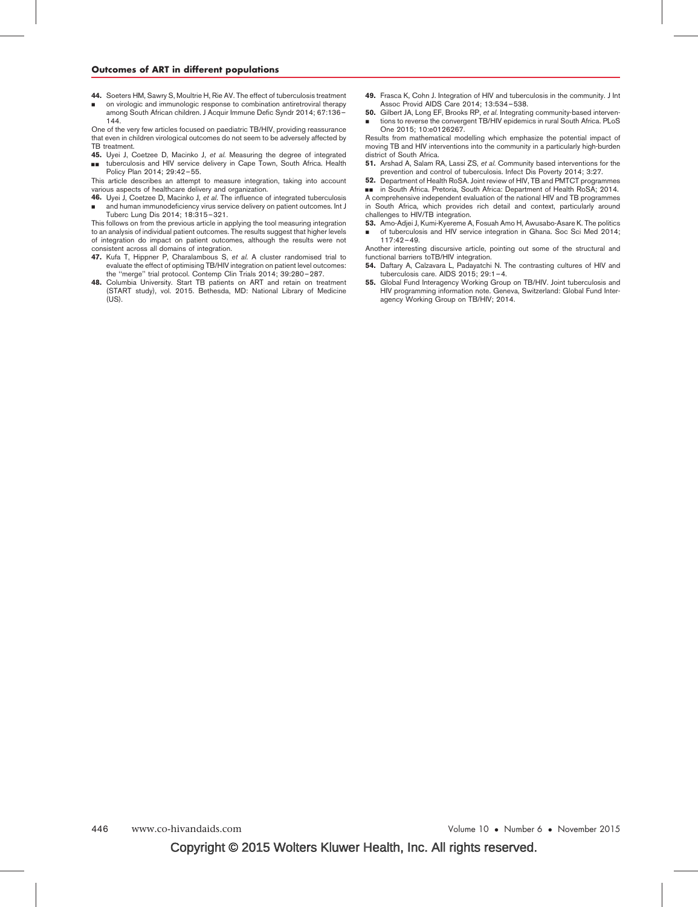44. Soeters HM, Sawry S, Moultrie H, Rie AV. The effect of tuberculosis treatment ■ on virologic and immunologic response to combination antiretroviral therapy among South African children. J Acquir Immune Defic Syndr 2014; 67:136–144.

One of the very few articles focused on paediatric TB/HIV, providing reassurance that even in children virological outcomes do not seem to be adversely affected by TB treatment.

45. Uyei J, Coetzee D, Macinko J, *et al.* Measuring the degree of integrated ■■ tuberculosis and HIV service delivery in Cape Town, South Africa. Health Policy Plan 2014; 29:42–55.

This article describes an attempt to measure integration, taking into account various aspects of healthcare delivery and organization.

46. Uyei J, Coetzee D, Macinko J, *et al.* The influence of integrated tuberculosis ■ and human immunodeficiency virus service delivery on patient outcomes. Int J Tuberc Lung Dis 2014; 18:315–321.

This follows on from the previous article in applying the tool measuring integration to an analysis of individual patient outcomes. The results suggest that higher levels of integration do impact on patient outcomes, although the results were not consistent across all domains of integration.

47. Kufa T, Hippner P, Charalambous S, *et al.* A cluster randomised trial to evaluate the effect of optimising TB/HIV integration on patient level outcomes: the ''merge'' trial protocol. Contemp Clin Trials 2014; 39:280–287.

48. Columbia University. Start TB patients on ART and retain on treatment (START study), vol. 2015. Bethesda, MD: National Library of Medicine (US).

49. Frasca K, Cohn J. Integration of HIV and tuberculosis in the community. J Int Assoc Provid AIDS Care 2014; 13:534–538.

50. Gilbert JA, Long EF, Brooks RP, *et al.* Integrating community-based interven- ■ tions to reverse the convergent TB/HIV epidemics in rural South Africa. PLoS One 2015; 10:e0126267.

Results from mathematical modelling which emphasize the potential impact of moving TB and HIV interventions into the community in a particularly high-burden district of South Africa.

51. Arshad A, Salam RA, Lassi ZS, *et al.* Community based interventions for the prevention and control of tuberculosis. Infect Dis Poverty 2014; 3:27.

52. Department of Health RoSA. Joint review of HIV, TB and PMTCT programmes ■■ in South Africa. Pretoria, South Africa: Department of Health RoSA; 2014.

A comprehensive independent evaluation of the national HIV and TB programmes in South Africa, which provides rich detail and context, particularly around challenges to HIV/TB integration.

53. Amo-Adjei J, Kumi-Kyereme A, Fosuah Amo H, Awusabo-Asare K. The politics ■ of tuberculosis and HIV service integration in Ghana. Soc Sci Med 2014; 117:42–49.

Another interesting discursive article, pointing out some of the structural and functional barriers toTB/HIV integration.

54. Daftary A, Calzavara L, Padayatchi N. The contrasting cultures of HIV and tuberculosis care. AIDS 2015; 29:1–4.

55. Global Fund Interagency Working Group on TB/HIV. Joint tuberculosis and HIV programming information note. Geneva, Switzerland: Global Fund Interagency Working Group on TB/HIV; 2014.